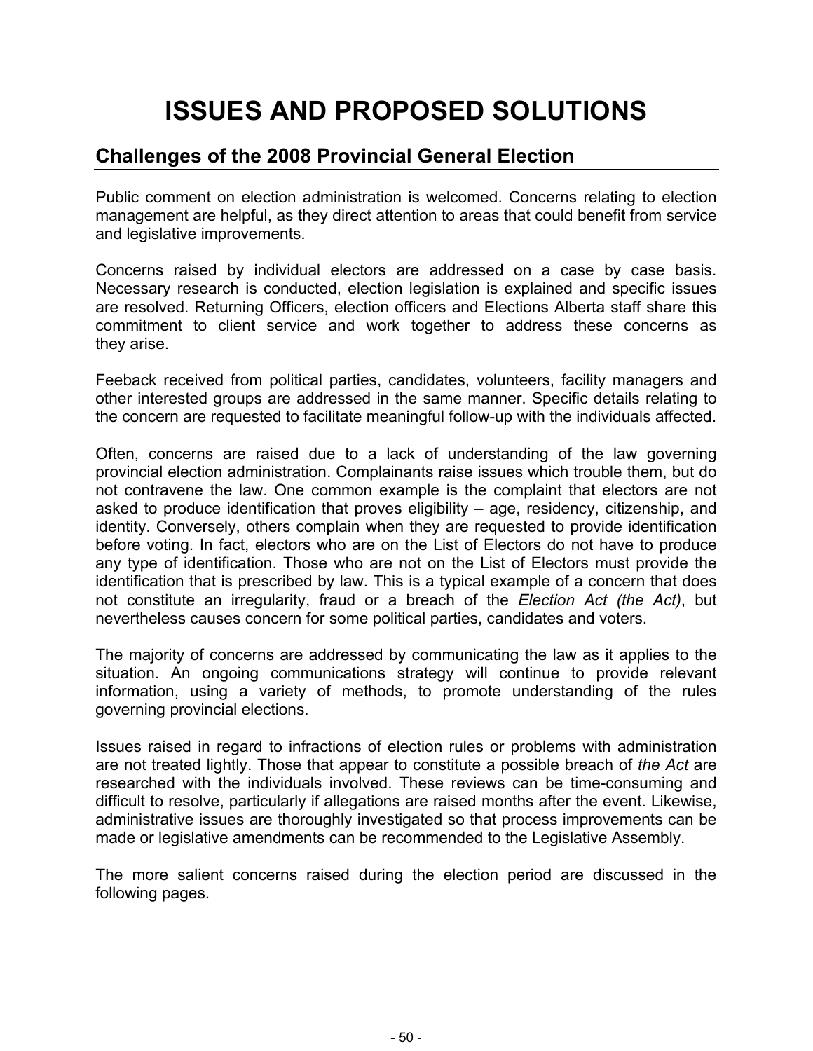# ISSUES AND PROPOSED SOLUTIONS

## Challenges of the 2008 Provincial General Election

Public comment on election administration is welcomed. Concerns relating to election management are helpful, as they direct attention to areas that could benefit from service and legislative improvements.

Concerns raised by individual electors are addressed on a case by case basis. Necessary research is conducted, election legislation is explained and specific issues are resolved. Returning Officers, election officers and Elections Alberta staff share this commitment to client service and work together to address these concerns as they arise.

Feeback received from political parties, candidates, volunteers, facility managers and other interested groups are addressed in the same manner. Specific details relating to the concern are requested to facilitate meaningful follow-up with the individuals affected.

Often, concerns are raised due to a lack of understanding of the law governing provincial election administration. Complainants raise issues which trouble them, but do not contravene the law. One common example is the complaint that electors are not asked to produce identification that proves eligibility – age, residency, citizenship, and identity. Conversely, others complain when they are requested to provide identification before voting. In fact, electors who are on the List of Electors do not have to produce any type of identification. Those who are not on the List of Electors must provide the identification that is prescribed by law. This is a typical example of a concern that does not constitute an irregularity, fraud or a breach of the *Election Act (the Act)*, but nevertheless causes concern for some political parties, candidates and voters.

The majority of concerns are addressed by communicating the law as it applies to the situation. An ongoing communications strategy will continue to provide relevant information, using a variety of methods, to promote understanding of the rules governing provincial elections.

Issues raised in regard to infractions of election rules or problems with administration are not treated lightly. Those that appear to constitute a possible breach of *the Act* are researched with the individuals involved. These reviews can be time-consuming and difficult to resolve, particularly if allegations are raised months after the event. Likewise, administrative issues are thoroughly investigated so that process improvements can be made or legislative amendments can be recommended to the Legislative Assembly.

The more salient concerns raised during the election period are discussed in the following pages.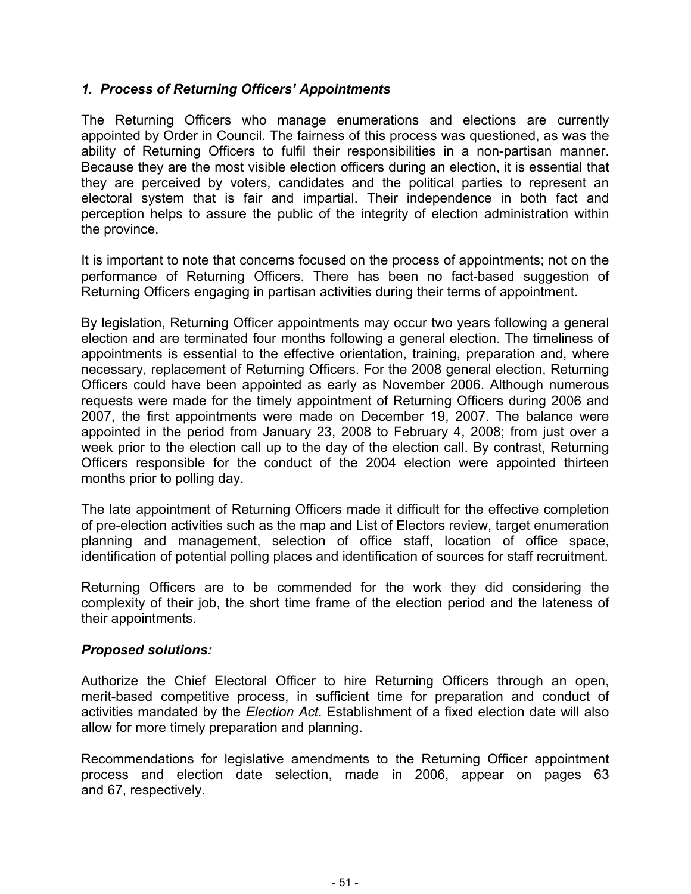### *1. Process of Returning Officers' Appointments*

The Returning Officers who manage enumerations and elections are currently appointed by Order in Council. The fairness of this process was questioned, as was the ability of Returning Officers to fulfil their responsibilities in a non-partisan manner. Because they are the most visible election officers during an election, it is essential that they are perceived by voters, candidates and the political parties to represent an electoral system that is fair and impartial. Their independence in both fact and perception helps to assure the public of the integrity of election administration within the province.

It is important to note that concerns focused on the process of appointments; not on the performance of Returning Officers. There has been no fact-based suggestion of Returning Officers engaging in partisan activities during their terms of appointment.

By legislation, Returning Officer appointments may occur two years following a general election and are terminated four months following a general election. The timeliness of appointments is essential to the effective orientation, training, preparation and, where necessary, replacement of Returning Officers. For the 2008 general election, Returning Officers could have been appointed as early as November 2006. Although numerous requests were made for the timely appointment of Returning Officers during 2006 and 2007, the first appointments were made on December 19, 2007. The balance were appointed in the period from January 23, 2008 to February 4, 2008; from just over a week prior to the election call up to the day of the election call. By contrast, Returning Officers responsible for the conduct of the 2004 election were appointed thirteen months prior to polling day.

The late appointment of Returning Officers made it difficult for the effective completion of pre-election activities such as the map and List of Electors review, target enumeration planning and management, selection of office staff, location of office space, identification of potential polling places and identification of sources for staff recruitment.

Returning Officers are to be commended for the work they did considering the complexity of their job, the short time frame of the election period and the lateness of their appointments.

### *Proposed solutions:*

Authorize the Chief Electoral Officer to hire Returning Officers through an open, merit-based competitive process, in sufficient time for preparation and conduct of activities mandated by the *Election Act*. Establishment of a fixed election date will also allow for more timely preparation and planning.

Recommendations for legislative amendments to the Returning Officer appointment process and election date selection, made in 2006, appear on pages 63 and 67, respectively.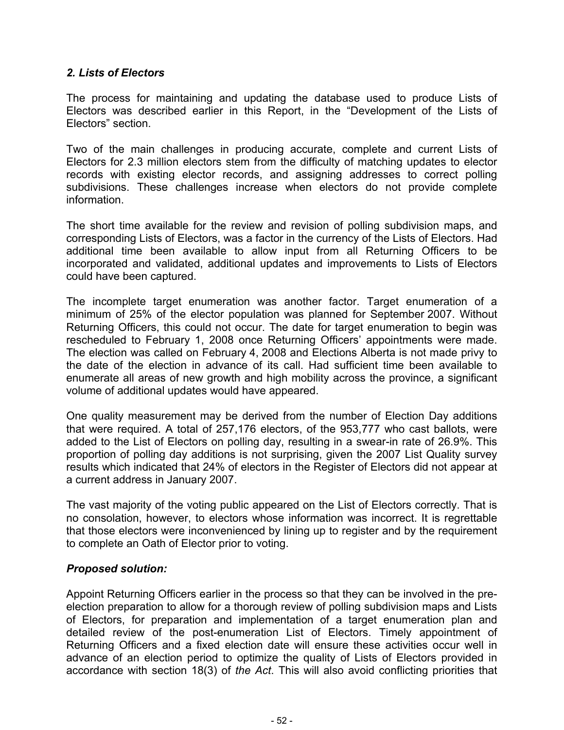### *2. Lists of Electors*

The process for maintaining and updating the database used to produce Lists of Electors was described earlier in this Report, in the "Development of the Lists of Electors" section.

Two of the main challenges in producing accurate, complete and current Lists of Electors for 2.3 million electors stem from the difficulty of matching updates to elector records with existing elector records, and assigning addresses to correct polling subdivisions. These challenges increase when electors do not provide complete information.

The short time available for the review and revision of polling subdivision maps, and corresponding Lists of Electors, was a factor in the currency of the Lists of Electors. Had additional time been available to allow input from all Returning Officers to be incorporated and validated, additional updates and improvements to Lists of Electors could have been captured.

The incomplete target enumeration was another factor. Target enumeration of a minimum of 25% of the elector population was planned for September 2007. Without Returning Officers, this could not occur. The date for target enumeration to begin was rescheduled to February 1, 2008 once Returning Officers' appointments were made. The election was called on February 4, 2008 and Elections Alberta is not made privy to the date of the election in advance of its call. Had sufficient time been available to enumerate all areas of new growth and high mobility across the province, a significant volume of additional updates would have appeared.

One quality measurement may be derived from the number of Election Day additions that were required. A total of 257,176 electors, of the 953,777 who cast ballots, were added to the List of Electors on polling day, resulting in a swear-in rate of 26.9%. This proportion of polling day additions is not surprising, given the 2007 List Quality survey results which indicated that 24% of electors in the Register of Electors did not appear at a current address in January 2007.

The vast majority of the voting public appeared on the List of Electors correctly. That is no consolation, however, to electors whose information was incorrect. It is regrettable that those electors were inconvenienced by lining up to register and by the requirement to complete an Oath of Elector prior to voting.

#### *Proposed solution:*

Appoint Returning Officers earlier in the process so that they can be involved in the pre-election preparation to allow for a thorough review of polling subdivision maps and Lists of Electors, for preparation and implementation of a target enumeration plan and detailed review of the post-enumeration List of Electors. Timely appointment of Returning Officers and a fixed election date will ensure these activities occur well in advance of an election period to optimize the quality of Lists of Electors provided in accordance with section 18(3) of *the Act*. This will also avoid conflicting priorities that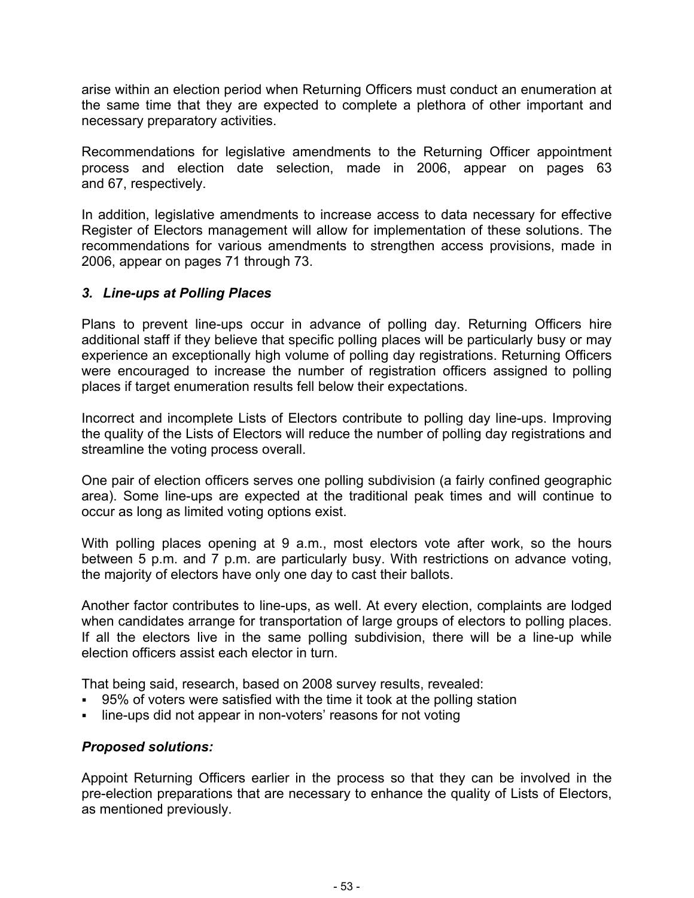arise within an election period when Returning Officers must conduct an enumeration at the same time that they are expected to complete a plethora of other important and necessary preparatory activities.

Recommendations for legislative amendments to the Returning Officer appointment process and election date selection, made in 2006, appear on pages 63 and 67, respectively.

In addition, legislative amendments to increase access to data necessary for effective Register of Electors management will allow for implementation of these solutions. The recommendations for various amendments to strengthen access provisions, made in 2006, appear on pages 71 through 73.

### *3. Line-ups at Polling Places*

Plans to prevent line-ups occur in advance of polling day. Returning Officers hire additional staff if they believe that specific polling places will be particularly busy or may experience an exceptionally high volume of polling day registrations. Returning Officers were encouraged to increase the number of registration officers assigned to polling places if target enumeration results fell below their expectations.

Incorrect and incomplete Lists of Electors contribute to polling day line-ups. Improving the quality of the Lists of Electors will reduce the number of polling day registrations and streamline the voting process overall.

One pair of election officers serves one polling subdivision (a fairly confined geographic area). Some line-ups are expected at the traditional peak times and will continue to occur as long as limited voting options exist.

With polling places opening at 9 a.m., most electors vote after work, so the hours between 5 p.m. and 7 p.m. are particularly busy. With restrictions on advance voting, the majority of electors have only one day to cast their ballots.

Another factor contributes to line-ups, as well. At every election, complaints are lodged when candidates arrange for transportation of large groups of electors to polling places. If all the electors live in the same polling subdivision, there will be a line-up while election officers assist each elector in turn.

That being said, research, based on 2008 survey results, revealed:

- 95% of voters were satisfied with the time it took at the polling station
- line-ups did not appear in non-voters' reasons for not voting

#### ***Proposed solutions:***

Appoint Returning Officers earlier in the process so that they can be involved in the pre-election preparations that are necessary to enhance the quality of Lists of Electors, as mentioned previously.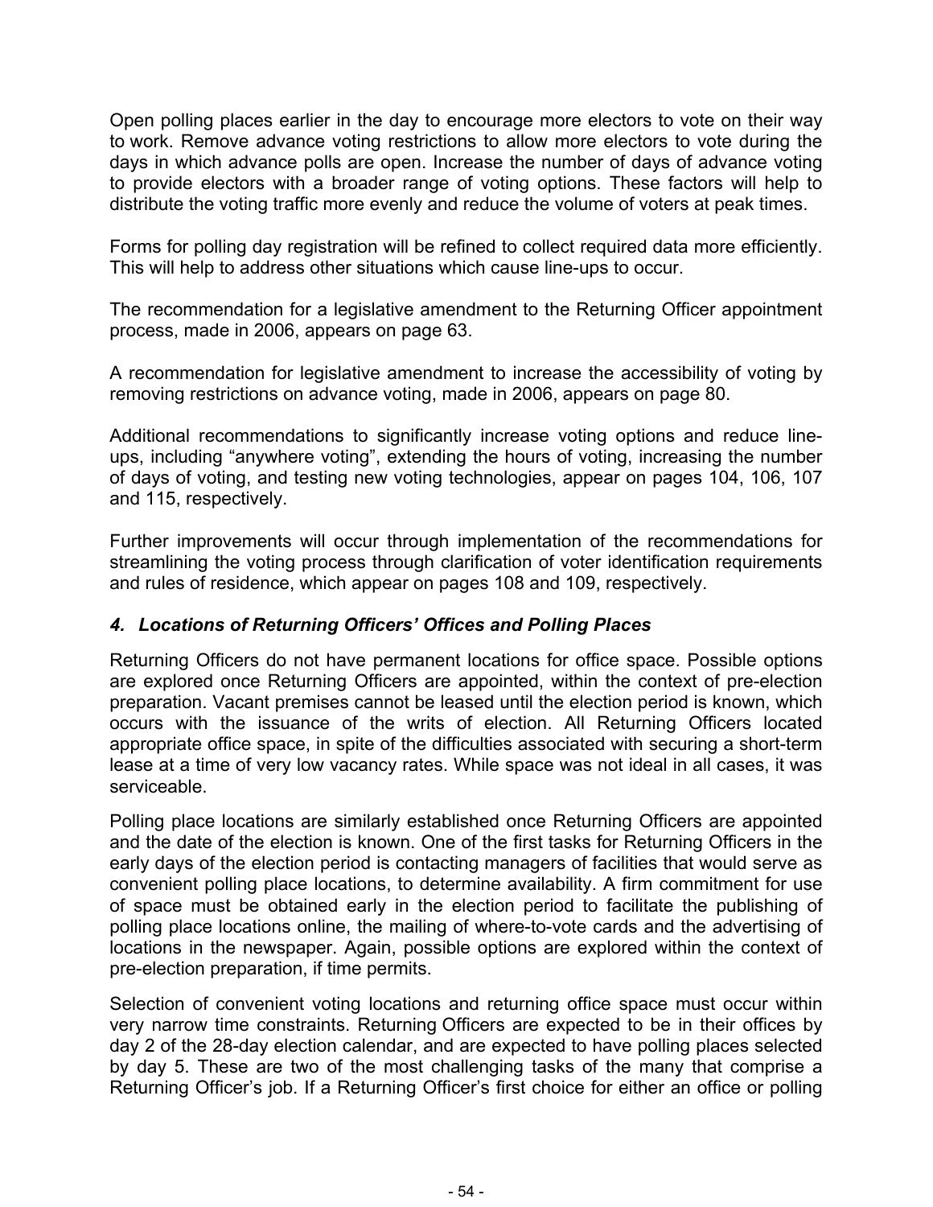Open polling places earlier in the day to encourage more electors to vote on their way to work. Remove advance voting restrictions to allow more electors to vote during the days in which advance polls are open. Increase the number of days of advance voting to provide electors with a broader range of voting options. These factors will help to distribute the voting traffic more evenly and reduce the volume of voters at peak times.

Forms for polling day registration will be refined to collect required data more efficiently. This will help to address other situations which cause line-ups to occur.

The recommendation for a legislative amendment to the Returning Officer appointment process, made in 2006, appears on page 63.

A recommendation for legislative amendment to increase the accessibility of voting by removing restrictions on advance voting, made in 2006, appears on page 80.

Additional recommendations to significantly increase voting options and reduce line-ups, including "anywhere voting", extending the hours of voting, increasing the number of days of voting, and testing new voting technologies, appear on pages 104, 106, 107 and 115, respectively.

Further improvements will occur through implementation of the recommendations for streamlining the voting process through clarification of voter identification requirements and rules of residence, which appear on pages 108 and 109, respectively.

### *4. Locations of Returning Officers' Offices and Polling Places*

Returning Officers do not have permanent locations for office space. Possible options are explored once Returning Officers are appointed, within the context of pre-election preparation. Vacant premises cannot be leased until the election period is known, which occurs with the issuance of the writs of election. All Returning Officers located appropriate office space, in spite of the difficulties associated with securing a short-term lease at a time of very low vacancy rates. While space was not ideal in all cases, it was serviceable.

Polling place locations are similarly established once Returning Officers are appointed and the date of the election is known. One of the first tasks for Returning Officers in the early days of the election period is contacting managers of facilities that would serve as convenient polling place locations, to determine availability. A firm commitment for use of space must be obtained early in the election period to facilitate the publishing of polling place locations online, the mailing of where-to-vote cards and the advertising of locations in the newspaper. Again, possible options are explored within the context of pre-election preparation, if time permits.

Selection of convenient voting locations and returning office space must occur within very narrow time constraints. Returning Officers are expected to be in their offices by day 2 of the 28-day election calendar, and are expected to have polling places selected by day 5. These are two of the most challenging tasks of the many that comprise a Returning Officer's job. If a Returning Officer's first choice for either an office or polling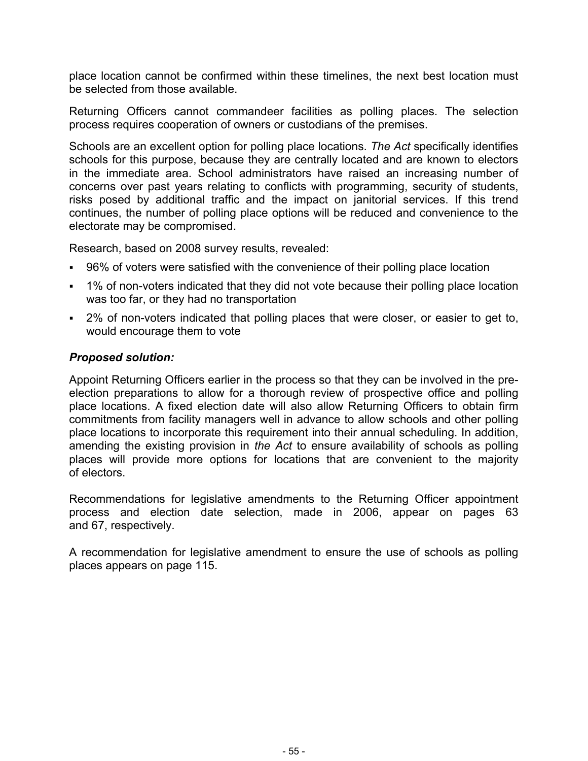place location cannot be confirmed within these timelines, the next best location must be selected from those available.

Returning Officers cannot commandeer facilities as polling places. The selection process requires cooperation of owners or custodians of the premises.

Schools are an excellent option for polling place locations. *The Act* specifically identifies schools for this purpose, because they are centrally located and are known to electors in the immediate area. School administrators have raised an increasing number of concerns over past years relating to conflicts with programming, security of students, risks posed by additional traffic and the impact on janitorial services. If this trend continues, the number of polling place options will be reduced and convenience to the electorate may be compromised.

Research, based on 2008 survey results, revealed:

- 96% of voters were satisfied with the convenience of their polling place location
- 1% of non-voters indicated that they did not vote because their polling place location was too far, or they had no transportation
- 2% of non-voters indicated that polling places that were closer, or easier to get to, would encourage them to vote

### *Proposed solution:*

Appoint Returning Officers earlier in the process so that they can be involved in the pre-election preparations to allow for a thorough review of prospective office and polling place locations. A fixed election date will also allow Returning Officers to obtain firm commitments from facility managers well in advance to allow schools and other polling place locations to incorporate this requirement into their annual scheduling. In addition, amending the existing provision in *the Act* to ensure availability of schools as polling places will provide more options for locations that are convenient to the majority of electors.

Recommendations for legislative amendments to the Returning Officer appointment process and election date selection, made in 2006, appear on pages 63 and 67, respectively.

A recommendation for legislative amendment to ensure the use of schools as polling places appears on page 115.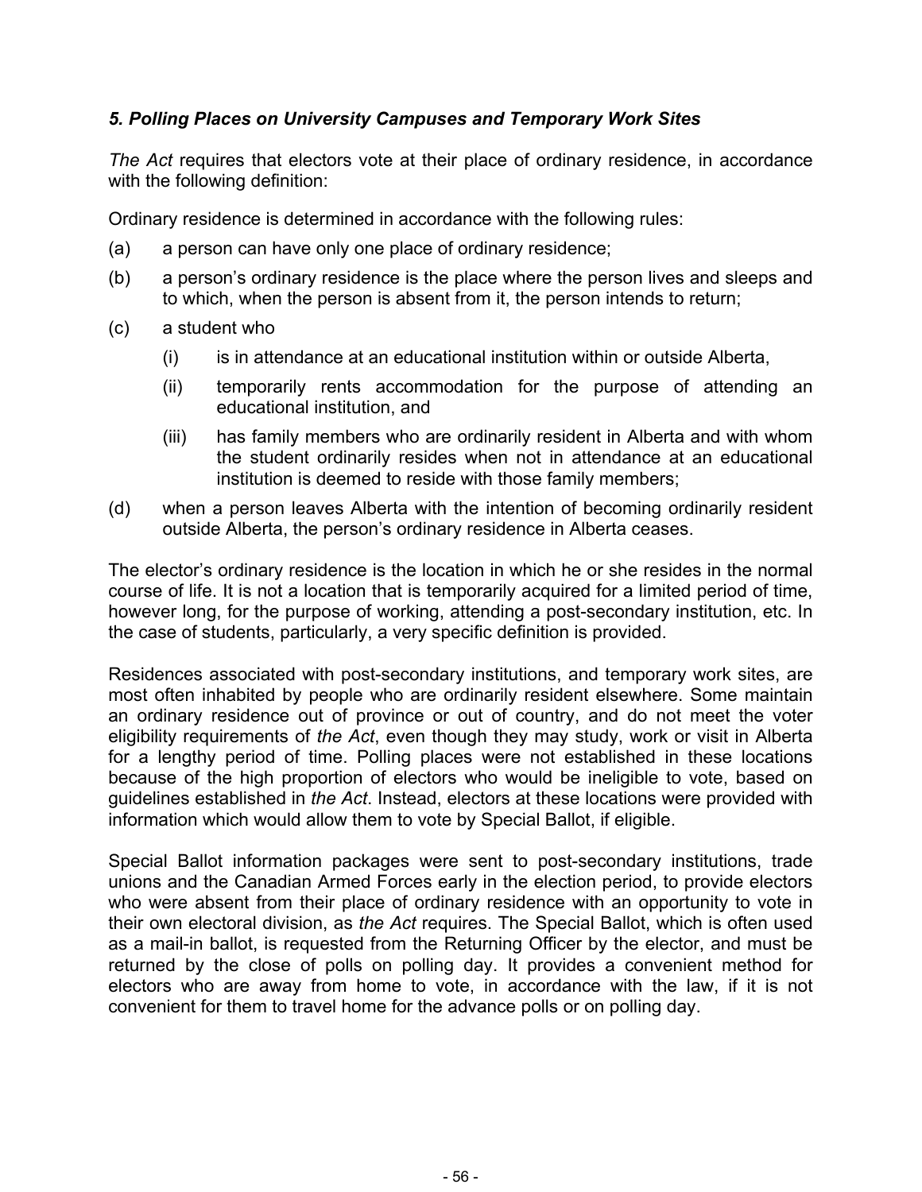### *5. Polling Places on University Campuses and Temporary Work Sites*

*The Act* requires that electors vote at their place of ordinary residence, in accordance with the following definition:

Ordinary residence is determined in accordance with the following rules:

(a) a person can have only one place of ordinary residence;

(b) a person's ordinary residence is the place where the person lives and sleeps and to which, when the person is absent from it, the person intends to return;

(c) a student who

 (i) is in attendance at an educational institution within or outside Alberta,

 (ii) temporarily rents accommodation for the purpose of attending an educational institution, and

 (iii) has family members who are ordinarily resident in Alberta and with whom the student ordinarily resides when not in attendance at an educational institution is deemed to reside with those family members;

(d) when a person leaves Alberta with the intention of becoming ordinarily resident outside Alberta, the person's ordinary residence in Alberta ceases.

The elector's ordinary residence is the location in which he or she resides in the normal course of life. It is not a location that is temporarily acquired for a limited period of time, however long, for the purpose of working, attending a post-secondary institution, etc. In the case of students, particularly, a very specific definition is provided.

Residences associated with post-secondary institutions, and temporary work sites, are most often inhabited by people who are ordinarily resident elsewhere. Some maintain an ordinary residence out of province or out of country, and do not meet the voter eligibility requirements of *the Act*, even though they may study, work or visit in Alberta for a lengthy period of time. Polling places were not established in these locations because of the high proportion of electors who would be ineligible to vote, based on guidelines established in *the Act*. Instead, electors at these locations were provided with information which would allow them to vote by Special Ballot, if eligible.

Special Ballot information packages were sent to post-secondary institutions, trade unions and the Canadian Armed Forces early in the election period, to provide electors who were absent from their place of ordinary residence with an opportunity to vote in their own electoral division, as *the Act* requires. The Special Ballot, which is often used as a mail-in ballot, is requested from the Returning Officer by the elector, and must be returned by the close of polls on polling day. It provides a convenient method for electors who are away from home to vote, in accordance with the law, if it is not convenient for them to travel home for the advance polls or on polling day.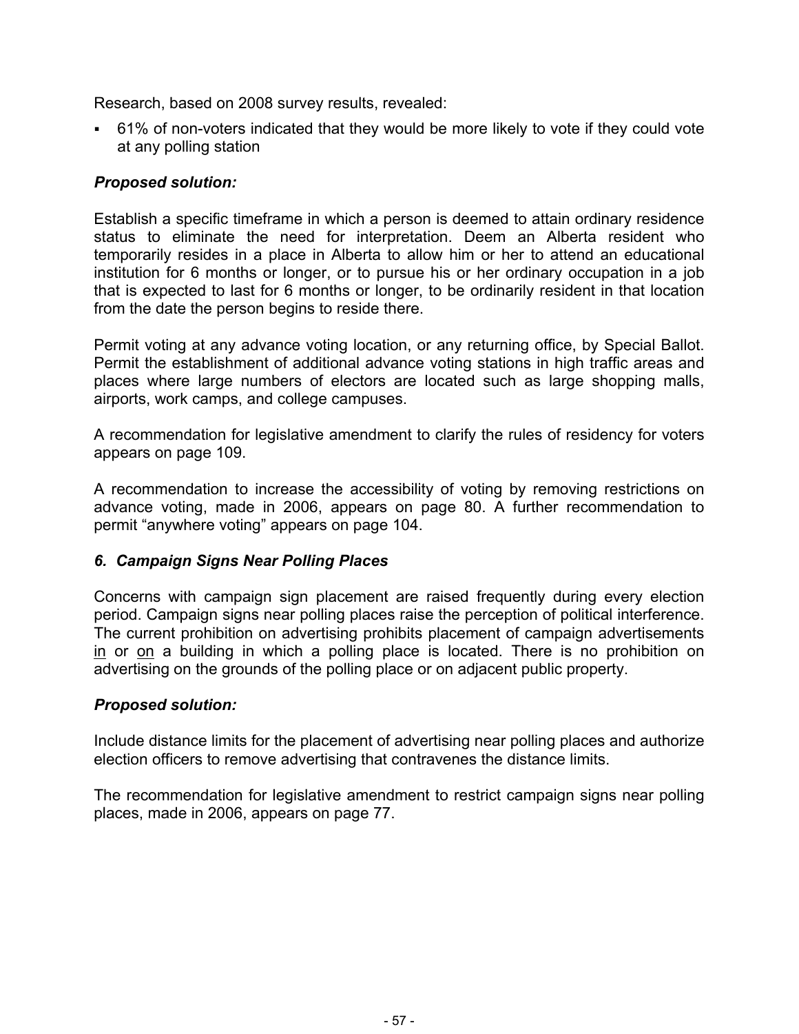Research, based on 2008 survey results, revealed:

- 61% of non-voters indicated that they would be more likely to vote if they could vote at any polling station

***Proposed solution:***

Establish a specific timeframe in which a person is deemed to attain ordinary residence status to eliminate the need for interpretation. Deem an Alberta resident who temporarily resides in a place in Alberta to allow him or her to attend an educational institution for 6 months or longer, or to pursue his or her ordinary occupation in a job that is expected to last for 6 months or longer, to be ordinarily resident in that location from the date the person begins to reside there.

Permit voting at any advance voting location, or any returning office, by Special Ballot. Permit the establishment of additional advance voting stations in high traffic areas and places where large numbers of electors are located such as large shopping malls, airports, work camps, and college campuses.

A recommendation for legislative amendment to clarify the rules of residency for voters appears on page 109.

A recommendation to increase the accessibility of voting by removing restrictions on advance voting, made in 2006, appears on page 80. A further recommendation to permit "anywhere voting" appears on page 104.

### *6. Campaign Signs Near Polling Places*

Concerns with campaign sign placement are raised frequently during every election period. Campaign signs near polling places raise the perception of political interference. The current prohibition on advertising prohibits placement of campaign advertisements in or on a building in which a polling place is located. There is no prohibition on advertising on the grounds of the polling place or on adjacent public property.

***Proposed solution:***

Include distance limits for the placement of advertising near polling places and authorize election officers to remove advertising that contravenes the distance limits.

The recommendation for legislative amendment to restrict campaign signs near polling places, made in 2006, appears on page 77.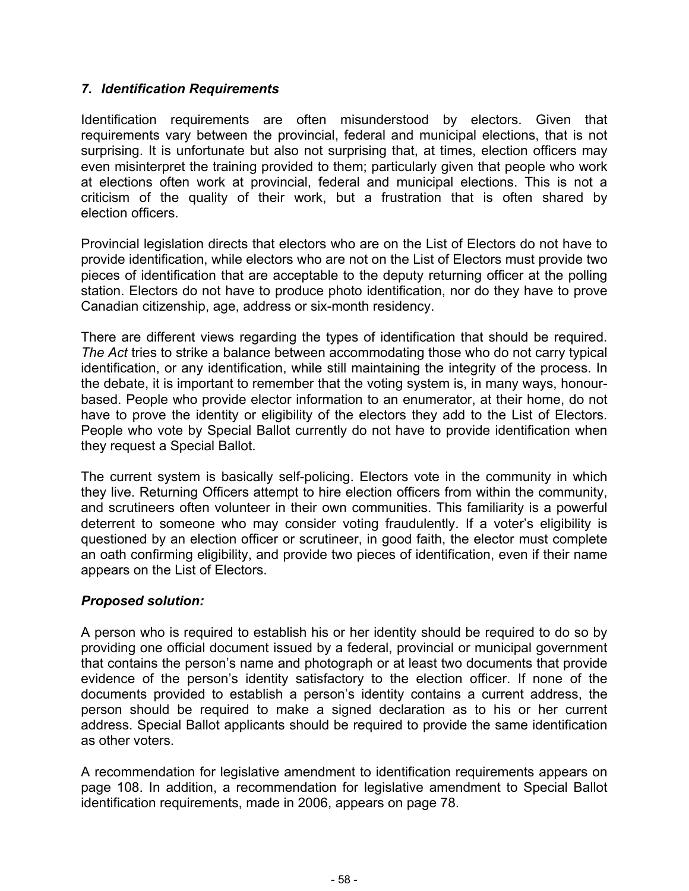### *7. Identification Requirements*

Identification requirements are often misunderstood by electors. Given that requirements vary between the provincial, federal and municipal elections, that is not surprising. It is unfortunate but also not surprising that, at times, election officers may even misinterpret the training provided to them; particularly given that people who work at elections often work at provincial, federal and municipal elections. This is not a criticism of the quality of their work, but a frustration that is often shared by election officers.

Provincial legislation directs that electors who are on the List of Electors do not have to provide identification, while electors who are not on the List of Electors must provide two pieces of identification that are acceptable to the deputy returning officer at the polling station. Electors do not have to produce photo identification, nor do they have to prove Canadian citizenship, age, address or six-month residency.

There are different views regarding the types of identification that should be required. *The Act* tries to strike a balance between accommodating those who do not carry typical identification, or any identification, while still maintaining the integrity of the process. In the debate, it is important to remember that the voting system is, in many ways, honour-based. People who provide elector information to an enumerator, at their home, do not have to prove the identity or eligibility of the electors they add to the List of Electors. People who vote by Special Ballot currently do not have to provide identification when they request a Special Ballot.

The current system is basically self-policing. Electors vote in the community in which they live. Returning Officers attempt to hire election officers from within the community, and scrutineers often volunteer in their own communities. This familiarity is a powerful deterrent to someone who may consider voting fraudulently. If a voter's eligibility is questioned by an election officer or scrutineer, in good faith, the elector must complete an oath confirming eligibility, and provide two pieces of identification, even if their name appears on the List of Electors.

### *Proposed solution:*

A person who is required to establish his or her identity should be required to do so by providing one official document issued by a federal, provincial or municipal government that contains the person's name and photograph or at least two documents that provide evidence of the person's identity satisfactory to the election officer. If none of the documents provided to establish a person's identity contains a current address, the person should be required to make a signed declaration as to his or her current address. Special Ballot applicants should be required to provide the same identification as other voters.

A recommendation for legislative amendment to identification requirements appears on page 108. In addition, a recommendation for legislative amendment to Special Ballot identification requirements, made in 2006, appears on page 78.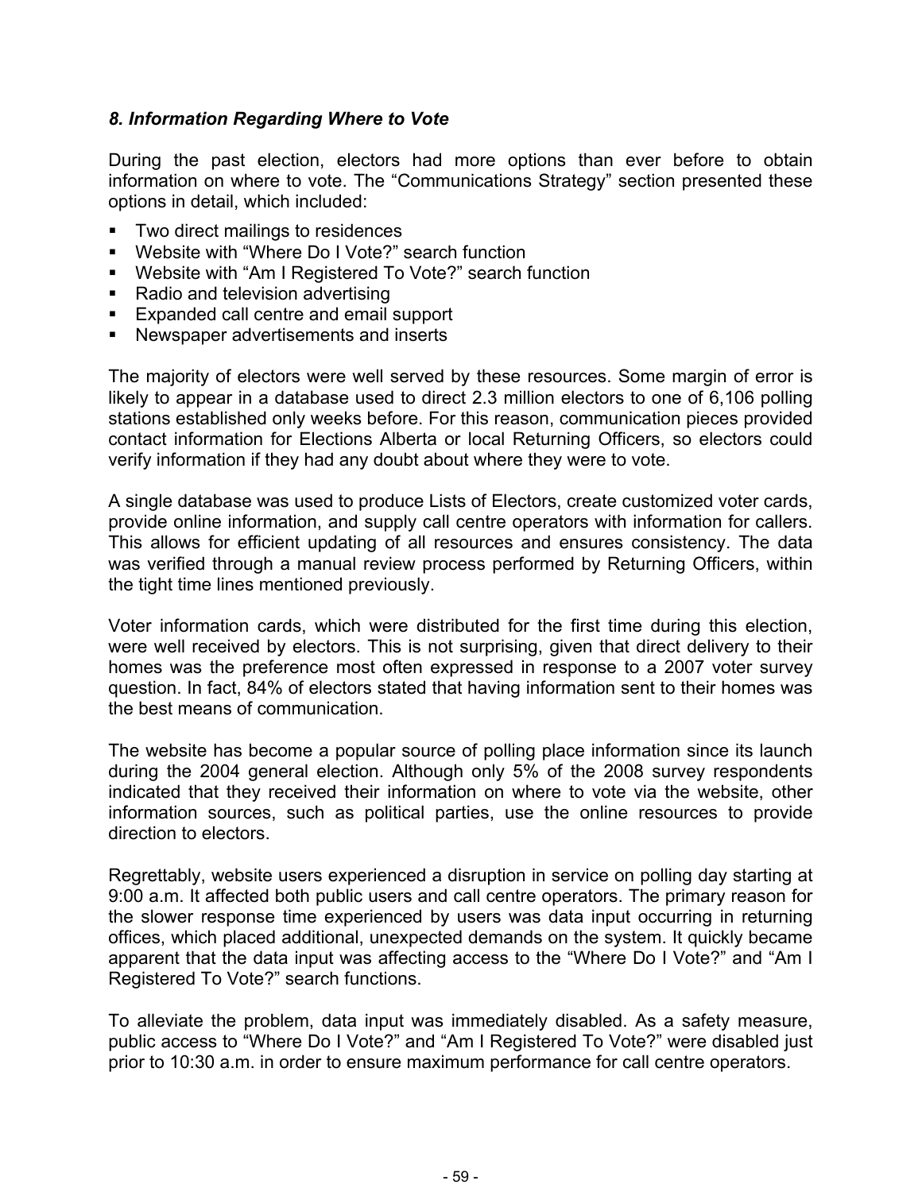### *8. Information Regarding Where to Vote*

During the past election, electors had more options than ever before to obtain information on where to vote. The "Communications Strategy" section presented these options in detail, which included:

- Two direct mailings to residences
- Website with "Where Do I Vote?" search function
- Website with "Am I Registered To Vote?" search function
- Radio and television advertising
- Expanded call centre and email support
- Newspaper advertisements and inserts

The majority of electors were well served by these resources. Some margin of error is likely to appear in a database used to direct 2.3 million electors to one of 6,106 polling stations established only weeks before. For this reason, communication pieces provided contact information for Elections Alberta or local Returning Officers, so electors could verify information if they had any doubt about where they were to vote.

A single database was used to produce Lists of Electors, create customized voter cards, provide online information, and supply call centre operators with information for callers. This allows for efficient updating of all resources and ensures consistency. The data was verified through a manual review process performed by Returning Officers, within the tight time lines mentioned previously.

Voter information cards, which were distributed for the first time during this election, were well received by electors. This is not surprising, given that direct delivery to their homes was the preference most often expressed in response to a 2007 voter survey question. In fact, 84% of electors stated that having information sent to their homes was the best means of communication.

The website has become a popular source of polling place information since its launch during the 2004 general election. Although only 5% of the 2008 survey respondents indicated that they received their information on where to vote via the website, other information sources, such as political parties, use the online resources to provide direction to electors.

Regrettably, website users experienced a disruption in service on polling day starting at 9:00 a.m. It affected both public users and call centre operators. The primary reason for the slower response time experienced by users was data input occurring in returning offices, which placed additional, unexpected demands on the system. It quickly became apparent that the data input was affecting access to the "Where Do I Vote?" and "Am I Registered To Vote?" search functions.

To alleviate the problem, data input was immediately disabled. As a safety measure, public access to "Where Do I Vote?" and "Am I Registered To Vote?" were disabled just prior to 10:30 a.m. in order to ensure maximum performance for call centre operators.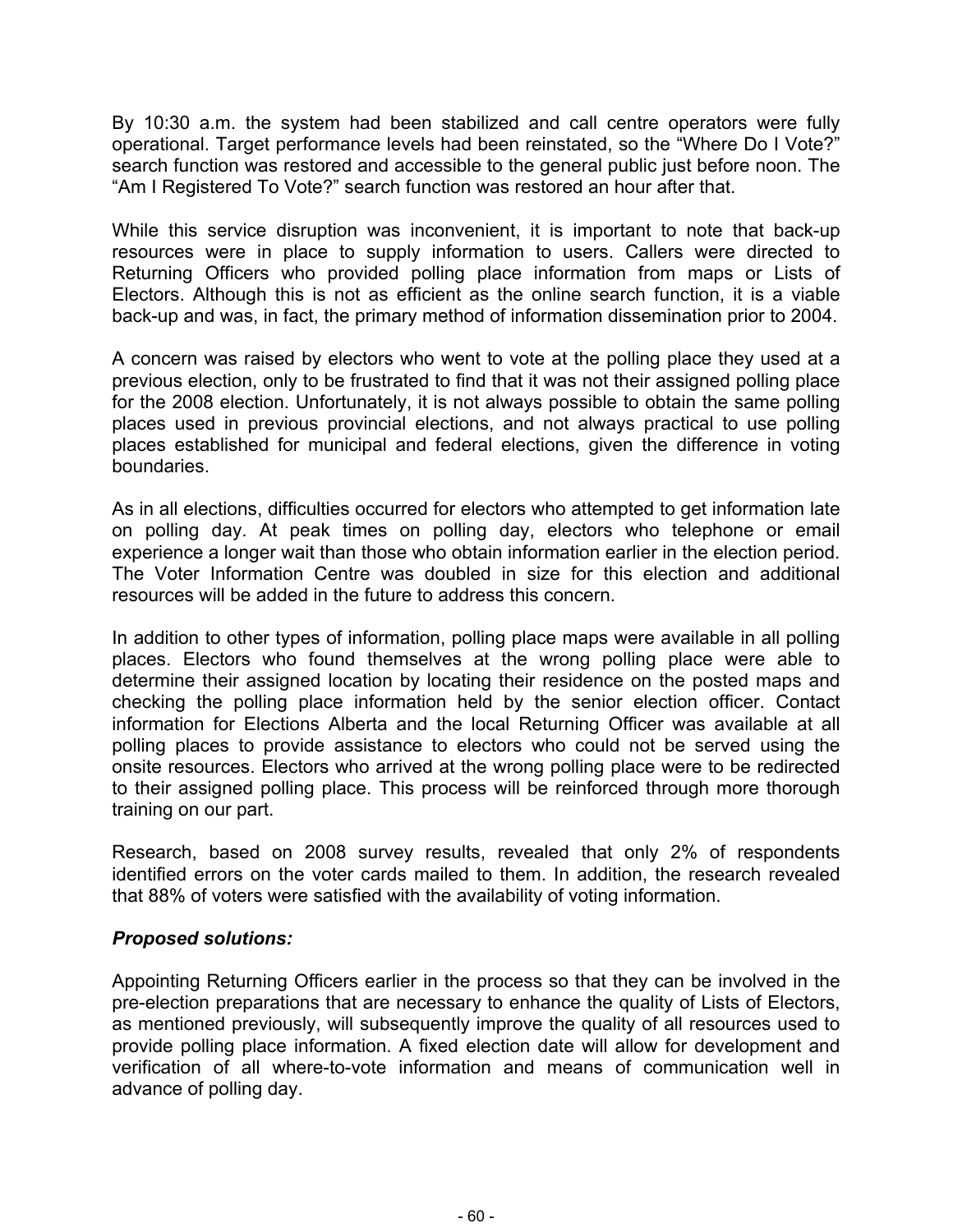By 10:30 a.m. the system had been stabilized and call centre operators were fully operational. Target performance levels had been reinstated, so the “Where Do I Vote?” search function was restored and accessible to the general public just before noon. The “Am I Registered To Vote?” search function was restored an hour after that.

While this service disruption was inconvenient, it is important to note that back-up resources were in place to supply information to users. Callers were directed to Returning Officers who provided polling place information from maps or Lists of Electors. Although this is not as efficient as the online search function, it is a viable back-up and was, in fact, the primary method of information dissemination prior to 2004.

A concern was raised by electors who went to vote at the polling place they used at a previous election, only to be frustrated to find that it was not their assigned polling place for the 2008 election. Unfortunately, it is not always possible to obtain the same polling places used in previous provincial elections, and not always practical to use polling places established for municipal and federal elections, given the difference in voting boundaries.

As in all elections, difficulties occurred for electors who attempted to get information late on polling day. At peak times on polling day, electors who telephone or email experience a longer wait than those who obtain information earlier in the election period. The Voter Information Centre was doubled in size for this election and additional resources will be added in the future to address this concern.

In addition to other types of information, polling place maps were available in all polling places. Electors who found themselves at the wrong polling place were able to determine their assigned location by locating their residence on the posted maps and checking the polling place information held by the senior election officer. Contact information for Elections Alberta and the local Returning Officer was available at all polling places to provide assistance to electors who could not be served using the onsite resources. Electors who arrived at the wrong polling place were to be redirected to their assigned polling place. This process will be reinforced through more thorough training on our part.

Research, based on 2008 survey results, revealed that only 2% of respondents identified errors on the voter cards mailed to them. In addition, the research revealed that 88% of voters were satisfied with the availability of voting information.

***Proposed solutions:***

Appointing Returning Officers earlier in the process so that they can be involved in the pre-election preparations that are necessary to enhance the quality of Lists of Electors, as mentioned previously, will subsequently improve the quality of all resources used to provide polling place information. A fixed election date will allow for development and verification of all where-to-vote information and means of communication well in advance of polling day.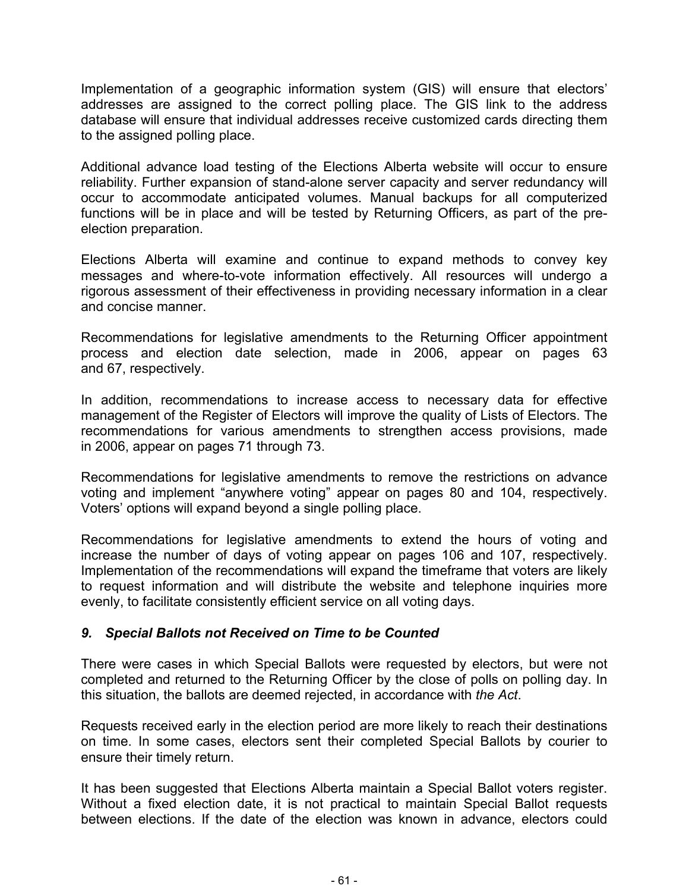Implementation of a geographic information system (GIS) will ensure that electors' addresses are assigned to the correct polling place. The GIS link to the address database will ensure that individual addresses receive customized cards directing them to the assigned polling place.

Additional advance load testing of the Elections Alberta website will occur to ensure reliability. Further expansion of stand-alone server capacity and server redundancy will occur to accommodate anticipated volumes. Manual backups for all computerized functions will be in place and will be tested by Returning Officers, as part of the pre-election preparation.

Elections Alberta will examine and continue to expand methods to convey key messages and where-to-vote information effectively. All resources will undergo a rigorous assessment of their effectiveness in providing necessary information in a clear and concise manner.

Recommendations for legislative amendments to the Returning Officer appointment process and election date selection, made in 2006, appear on pages 63 and 67, respectively.

In addition, recommendations to increase access to necessary data for effective management of the Register of Electors will improve the quality of Lists of Electors. The recommendations for various amendments to strengthen access provisions, made in 2006, appear on pages 71 through 73.

Recommendations for legislative amendments to remove the restrictions on advance voting and implement "anywhere voting" appear on pages 80 and 104, respectively. Voters' options will expand beyond a single polling place.

Recommendations for legislative amendments to extend the hours of voting and increase the number of days of voting appear on pages 106 and 107, respectively. Implementation of the recommendations will expand the timeframe that voters are likely to request information and will distribute the website and telephone inquiries more evenly, to facilitate consistently efficient service on all voting days.

### *9. Special Ballots not Received on Time to be Counted*

There were cases in which Special Ballots were requested by electors, but were not completed and returned to the Returning Officer by the close of polls on polling day. In this situation, the ballots are deemed rejected, in accordance with *the Act*.

Requests received early in the election period are more likely to reach their destinations on time. In some cases, electors sent their completed Special Ballots by courier to ensure their timely return.

It has been suggested that Elections Alberta maintain a Special Ballot voters register. Without a fixed election date, it is not practical to maintain Special Ballot requests between elections. If the date of the election was known in advance, electors could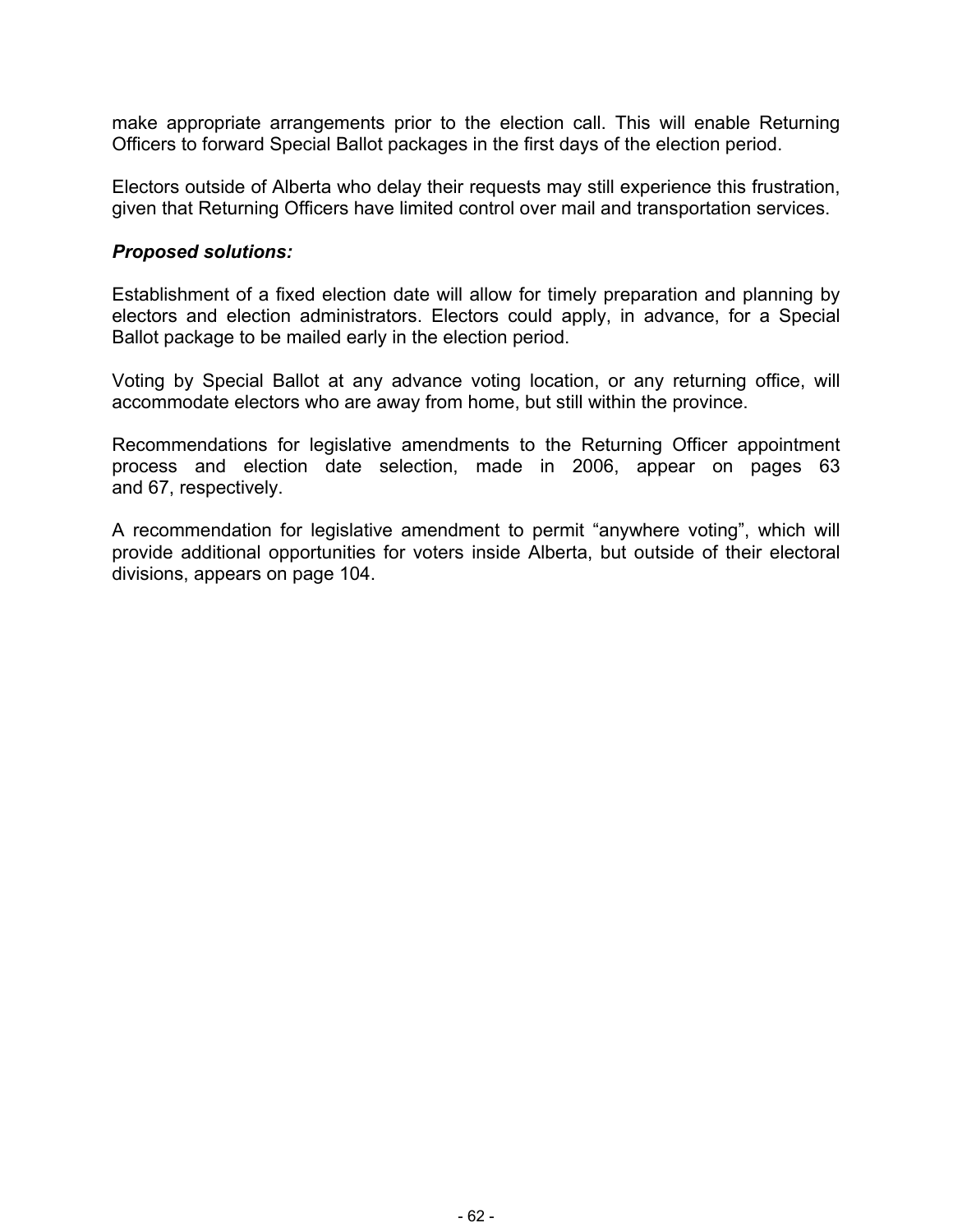make appropriate arrangements prior to the election call. This will enable Returning Officers to forward Special Ballot packages in the first days of the election period.

Electors outside of Alberta who delay their requests may still experience this frustration, given that Returning Officers have limited control over mail and transportation services.

***Proposed solutions:***

Establishment of a fixed election date will allow for timely preparation and planning by electors and election administrators. Electors could apply, in advance, for a Special Ballot package to be mailed early in the election period.

Voting by Special Ballot at any advance voting location, or any returning office, will accommodate electors who are away from home, but still within the province.

Recommendations for legislative amendments to the Returning Officer appointment process and election date selection, made in 2006, appear on pages 63 and 67, respectively.

A recommendation for legislative amendment to permit "anywhere voting", which will provide additional opportunities for voters inside Alberta, but outside of their electoral divisions, appears on page 104.